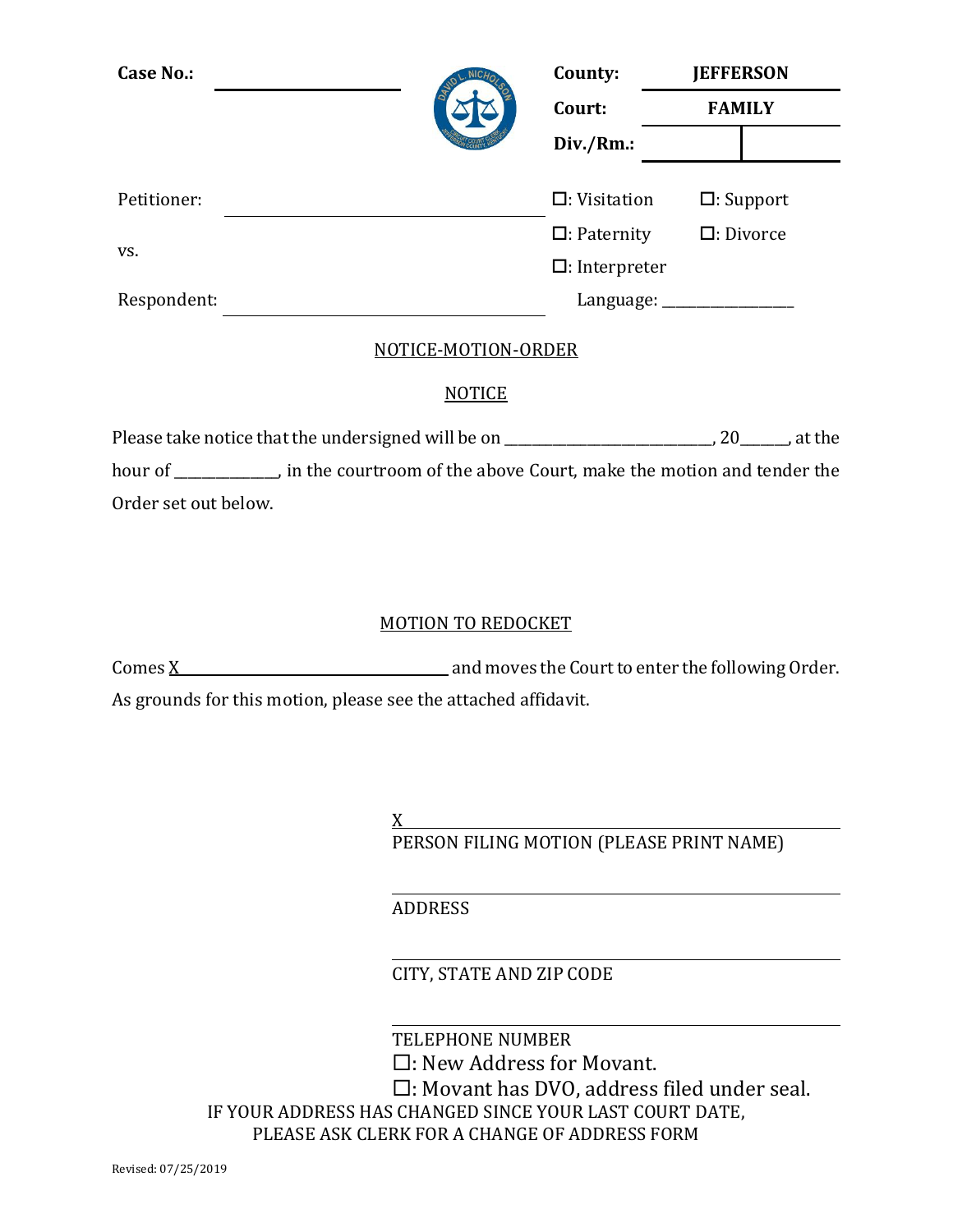| Case No.: | | County: | JEFFERSON |
|---|---|---|---|
| | | Court: | FAMILY |
| | | Div./Rm.: | |

Petitioner: ______________________________

vs.

Respondent: ______________________________

☐: Visitation ☐: Support

☐: Paternity ☐: Divorce

☐: Interpreter

Language: ________________

NOTICE-MOTION-ORDER

NOTICE

Please take notice that the undersigned will be on __________________________, 20______, at the hour of _____________, in the courtroom of the above Court, make the motion and tender the Order set out below.

MOTION TO REDOCKET

Comes X___________________________________ and moves the Court to enter the following Order. As grounds for this motion, please see the attached affidavit.

X______________________________________________
PERSON FILING MOTION (PLEASE PRINT NAME)

______________________________________________
ADDRESS

______________________________________________
CITY, STATE AND ZIP CODE

______________________________________________
TELEPHONE NUMBER

☐: New Address for Movant.

☐: Movant has DVO, address filed under seal.

IF YOUR ADDRESS HAS CHANGED SINCE YOUR LAST COURT DATE, PLEASE ASK CLERK FOR A CHANGE OF ADDRESS FORM

Revised: 07/25/2019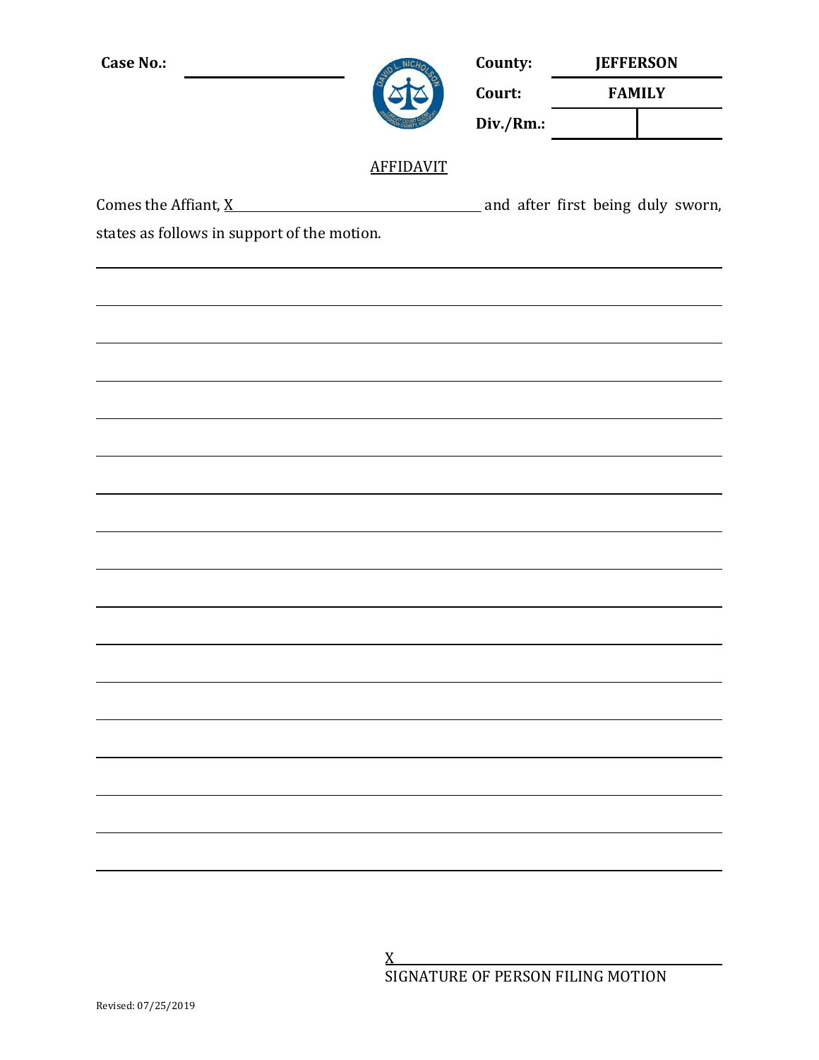Case No.: ____________________

| County: | JEFFERSON |
| --- | --- |
| Court: | FAMILY |
| Div./Rm.: | |

AFFIDAVIT

Comes the Affiant, X______________________________ and after first being duly sworn, states as follows in support of the motion.

________________________________________________________________________________

________________________________________________________________________________

________________________________________________________________________________

________________________________________________________________________________

________________________________________________________________________________

________________________________________________________________________________

________________________________________________________________________________

________________________________________________________________________________

________________________________________________________________________________

________________________________________________________________________________

________________________________________________________________________________

________________________________________________________________________________

________________________________________________________________________________

________________________________________________________________________________

________________________________________________________________________________

________________________________________________________________________________

________________________________________________________________________________

X______________________________
SIGNATURE OF PERSON FILING MOTION

Revised: 07/25/2019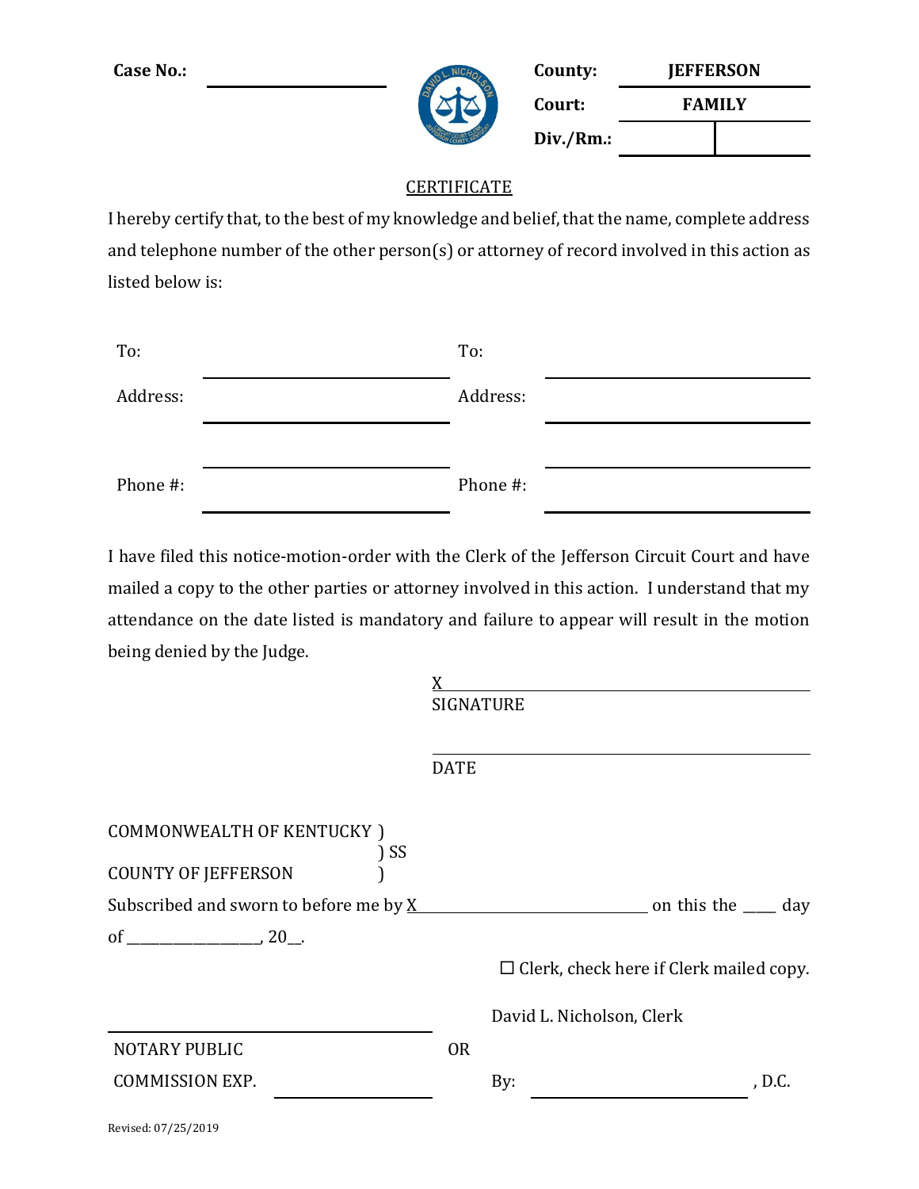| Case No.: | ____________ | County: | JEFFERSON |
|---|---|---|---|
| | | Court: | FAMILY |
| | | Div./Rm.: | ______ \| ______ |

## CERTIFICATE

I hereby certify that, to the best of my knowledge and belief, that the name, complete address and telephone number of the other person(s) or attorney of record involved in this action as listed below is:

| | | | |
|---|---|---|---|
| To: | ____________________ | To: | ____________________ |
| Address: | ____________________ | Address: | ____________________ |
| | ____________________ | | ____________________ |
| Phone #: | ____________________ | Phone #: | ____________________ |

I have filed this notice-motion-order with the Clerk of the Jefferson Circuit Court and have mailed a copy to the other parties or attorney involved in this action. I understand that my attendance on the date listed is mandatory and failure to appear will result in the motion being denied by the Judge.

X ______________________________
SIGNATURE

______________________________
DATE

COMMONWEALTH OF KENTUCKY )
) SS
COUNTY OF JEFFERSON )

Subscribed and sworn to before me by X ______________________ on this the ____ day of _________________, 20__.

☐ Clerk, check here if Clerk mailed copy.

______________________________ David L. Nicholson, Clerk

NOTARY PUBLIC OR

COMMISSION EXP. ______________ By: ______________________, D.C.

Revised: 07/25/2019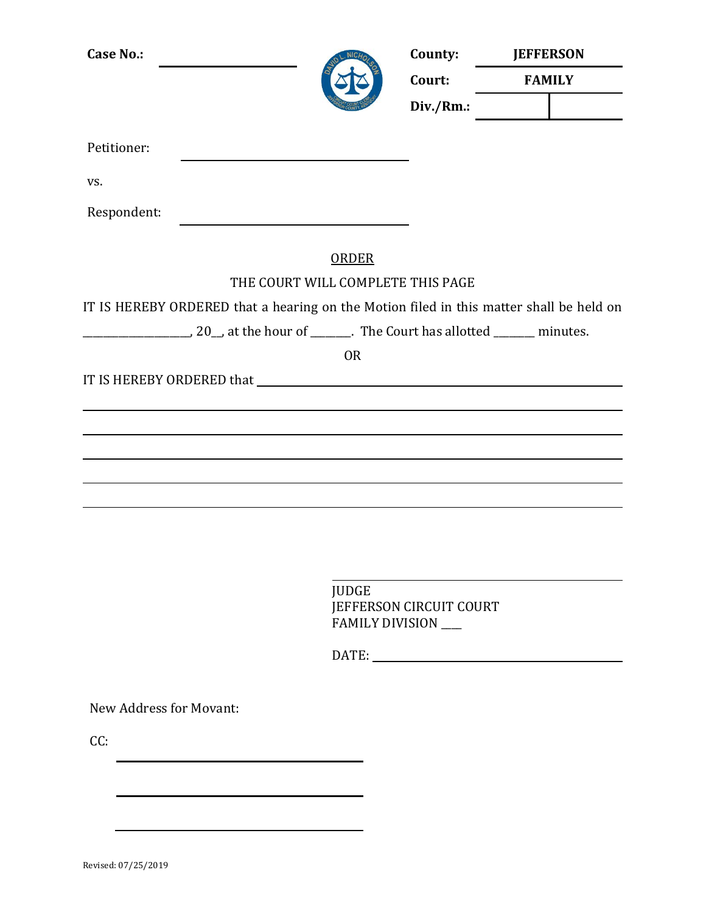**Case No.:** \_\_\_\_\_\_\_\_\_\_\_\_\_\_\_\_\_\_\_\_

**County:** **JEFFERSON**

**Court:** **FAMILY**

**Div./Rm.:** \_\_\_\_\_\_\_\_ | \_\_\_\_\_\_\_\_

Petitioner: \_\_\_\_\_\_\_\_\_\_\_\_\_\_\_\_\_\_\_\_\_\_\_\_\_\_\_\_\_\_

vs.

Respondent: \_\_\_\_\_\_\_\_\_\_\_\_\_\_\_\_\_\_\_\_\_\_\_\_\_\_\_\_\_\_

<u>ORDER</u>

THE COURT WILL COMPLETE THIS PAGE

IT IS HEREBY ORDERED that a hearing on the Motion filed in this matter shall be held on \_\_\_\_\_\_\_\_\_\_\_\_\_\_\_\_\_\_, 20\_\_, at the hour of \_\_\_\_\_\_\_. The Court has allotted \_\_\_\_\_\_\_ minutes.

OR

IT IS HEREBY ORDERED that \_\_\_\_\_\_\_\_\_\_\_\_\_\_\_\_\_\_\_\_\_\_\_\_\_\_\_\_\_\_\_\_\_\_\_\_\_\_\_\_\_\_\_\_\_\_\_\_

\_\_\_\_\_\_\_\_\_\_\_\_\_\_\_\_\_\_\_\_\_\_\_\_\_\_\_\_\_\_\_\_\_\_\_\_\_\_\_\_\_\_\_\_\_\_\_\_\_\_\_\_\_\_\_\_\_\_\_\_\_\_\_\_\_\_\_\_\_\_\_\_

\_\_\_\_\_\_\_\_\_\_\_\_\_\_\_\_\_\_\_\_\_\_\_\_\_\_\_\_\_\_\_\_\_\_\_\_\_\_\_\_\_\_\_\_\_\_\_\_\_\_\_\_\_\_\_\_\_\_\_\_\_\_\_\_\_\_\_\_\_\_\_\_

\_\_\_\_\_\_\_\_\_\_\_\_\_\_\_\_\_\_\_\_\_\_\_\_\_\_\_\_\_\_\_\_\_\_\_\_\_\_\_\_\_\_\_\_\_\_\_\_\_\_\_\_\_\_\_\_\_\_\_\_\_\_\_\_\_\_\_\_\_\_\_\_

\_\_\_\_\_\_\_\_\_\_\_\_\_\_\_\_\_\_\_\_\_\_\_\_\_\_\_\_\_\_\_\_\_\_\_\_\_\_\_\_\_\_\_\_\_\_\_\_\_\_\_\_\_\_\_\_\_\_\_\_\_\_\_\_\_\_\_\_\_\_\_\_

\_\_\_\_\_\_\_\_\_\_\_\_\_\_\_\_\_\_\_\_\_\_\_\_\_\_\_\_\_\_\_\_\_\_\_\_\_\_\_\_\_\_\_\_\_\_\_\_\_\_\_\_\_\_\_\_\_\_\_\_\_\_\_\_\_\_\_\_\_\_\_\_

\_\_\_\_\_\_\_\_\_\_\_\_\_\_\_\_\_\_\_\_\_\_\_\_\_\_\_\_\_\_\_\_\_\_\_\_

JUDGE
JEFFERSON CIRCUIT COURT
FAMILY DIVISION \_\_\_

DATE: \_\_\_\_\_\_\_\_\_\_\_\_\_\_\_\_\_\_\_\_\_\_\_\_\_\_\_\_\_\_

New Address for Movant:

CC:

\_\_\_\_\_\_\_\_\_\_\_\_\_\_\_\_\_\_\_\_\_\_\_\_\_\_\_\_\_\_

\_\_\_\_\_\_\_\_\_\_\_\_\_\_\_\_\_\_\_\_\_\_\_\_\_\_\_\_\_\_

\_\_\_\_\_\_\_\_\_\_\_\_\_\_\_\_\_\_\_\_\_\_\_\_\_\_\_\_\_\_

Revised: 07/25/2019